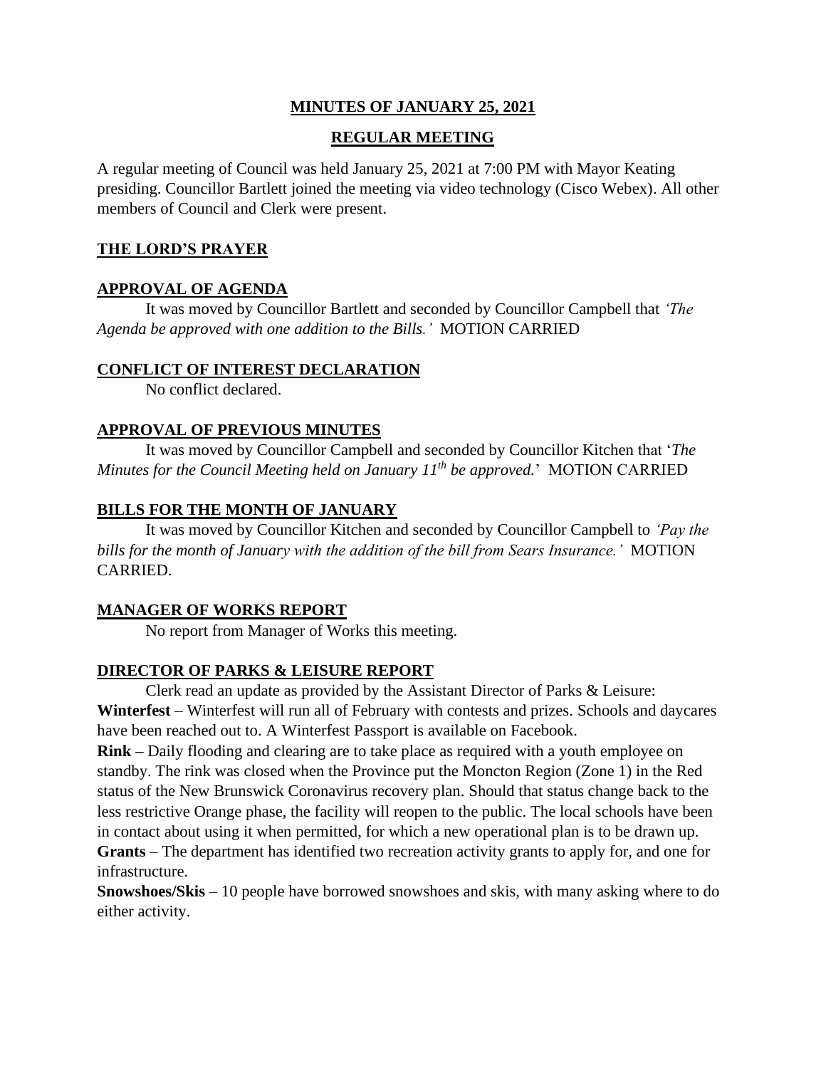## MINUTES OF JANUARY 25, 2021

## REGULAR MEETING

A regular meeting of Council was held January 25, 2021 at 7:00 PM with Mayor Keating presiding. Councillor Bartlett joined the meeting via video technology (Cisco Webex). All other members of Council and Clerk were present.

### THE LORD'S PRAYER

### APPROVAL OF AGENDA

It was moved by Councillor Bartlett and seconded by Councillor Campbell that *'The Agenda be approved with one addition to the Bills.'* MOTION CARRIED

### CONFLICT OF INTEREST DECLARATION

No conflict declared.

### APPROVAL OF PREVIOUS MINUTES

It was moved by Councillor Campbell and seconded by Councillor Kitchen that '*The Minutes for the Council Meeting held on January 11th be approved.*' MOTION CARRIED

### BILLS FOR THE MONTH OF JANUARY

It was moved by Councillor Kitchen and seconded by Councillor Campbell to *'Pay the bills for the month of January with the addition of the bill from Sears Insurance.'* MOTION CARRIED.

### MANAGER OF WORKS REPORT

No report from Manager of Works this meeting.

### DIRECTOR OF PARKS & LEISURE REPORT

Clerk read an update as provided by the Assistant Director of Parks & Leisure:

**Winterfest** – Winterfest will run all of February with contests and prizes. Schools and daycares have been reached out to. A Winterfest Passport is available on Facebook.

**Rink –** Daily flooding and clearing are to take place as required with a youth employee on standby. The rink was closed when the Province put the Moncton Region (Zone 1) in the Red status of the New Brunswick Coronavirus recovery plan. Should that status change back to the less restrictive Orange phase, the facility will reopen to the public. The local schools have been in contact about using it when permitted, for which a new operational plan is to be drawn up.

**Grants** – The department has identified two recreation activity grants to apply for, and one for infrastructure.

**Snowshoes/Skis** – 10 people have borrowed snowshoes and skis, with many asking where to do either activity.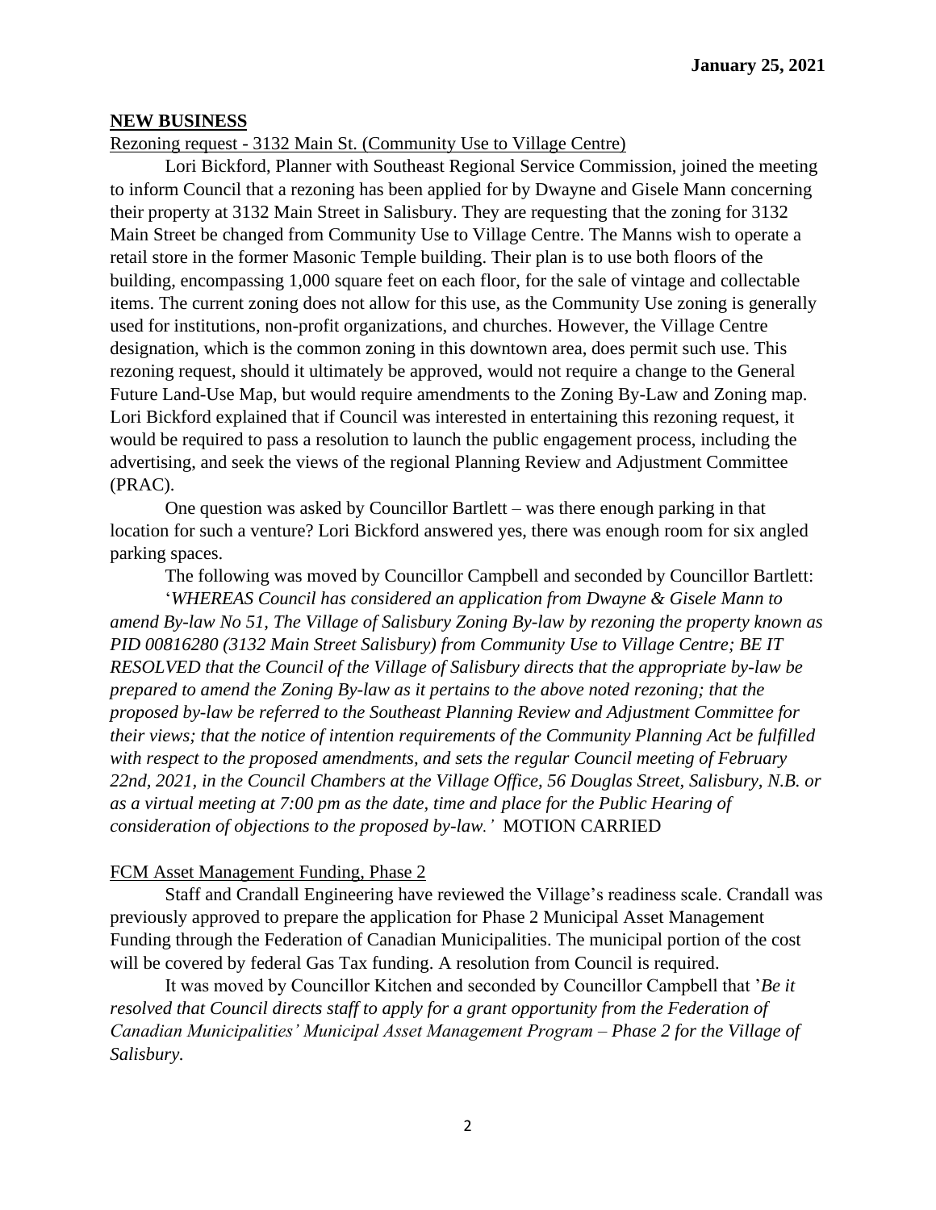**January 25, 2021**

## NEW BUSINESS

Rezoning request - 3132 Main St. (Community Use to Village Centre)

Lori Bickford, Planner with Southeast Regional Service Commission, joined the meeting to inform Council that a rezoning has been applied for by Dwayne and Gisele Mann concerning their property at 3132 Main Street in Salisbury. They are requesting that the zoning for 3132 Main Street be changed from Community Use to Village Centre. The Manns wish to operate a retail store in the former Masonic Temple building. Their plan is to use both floors of the building, encompassing 1,000 square feet on each floor, for the sale of vintage and collectable items. The current zoning does not allow for this use, as the Community Use zoning is generally used for institutions, non-profit organizations, and churches. However, the Village Centre designation, which is the common zoning in this downtown area, does permit such use. This rezoning request, should it ultimately be approved, would not require a change to the General Future Land-Use Map, but would require amendments to the Zoning By-Law and Zoning map. Lori Bickford explained that if Council was interested in entertaining this rezoning request, it would be required to pass a resolution to launch the public engagement process, including the advertising, and seek the views of the regional Planning Review and Adjustment Committee (PRAC).

One question was asked by Councillor Bartlett – was there enough parking in that location for such a venture? Lori Bickford answered yes, there was enough room for six angled parking spaces.

The following was moved by Councillor Campbell and seconded by Councillor Bartlett:

'*WHEREAS Council has considered an application from Dwayne & Gisele Mann to amend By-law No 51, The Village of Salisbury Zoning By-law by rezoning the property known as PID 00816280 (3132 Main Street Salisbury) from Community Use to Village Centre; BE IT RESOLVED that the Council of the Village of Salisbury directs that the appropriate by-law be prepared to amend the Zoning By-law as it pertains to the above noted rezoning; that the proposed by-law be referred to the Southeast Planning Review and Adjustment Committee for their views; that the notice of intention requirements of the Community Planning Act be fulfilled with respect to the proposed amendments, and sets the regular Council meeting of February 22nd, 2021, in the Council Chambers at the Village Office, 56 Douglas Street, Salisbury, N.B. or as a virtual meeting at 7:00 pm as the date, time and place for the Public Hearing of consideration of objections to the proposed by-law.'* MOTION CARRIED

FCM Asset Management Funding, Phase 2

Staff and Crandall Engineering have reviewed the Village's readiness scale. Crandall was previously approved to prepare the application for Phase 2 Municipal Asset Management Funding through the Federation of Canadian Municipalities. The municipal portion of the cost will be covered by federal Gas Tax funding. A resolution from Council is required.

It was moved by Councillor Kitchen and seconded by Councillor Campbell that '*Be it resolved that Council directs staff to apply for a grant opportunity from the Federation of Canadian Municipalities' Municipal Asset Management Program – Phase 2 for the Village of Salisbury.*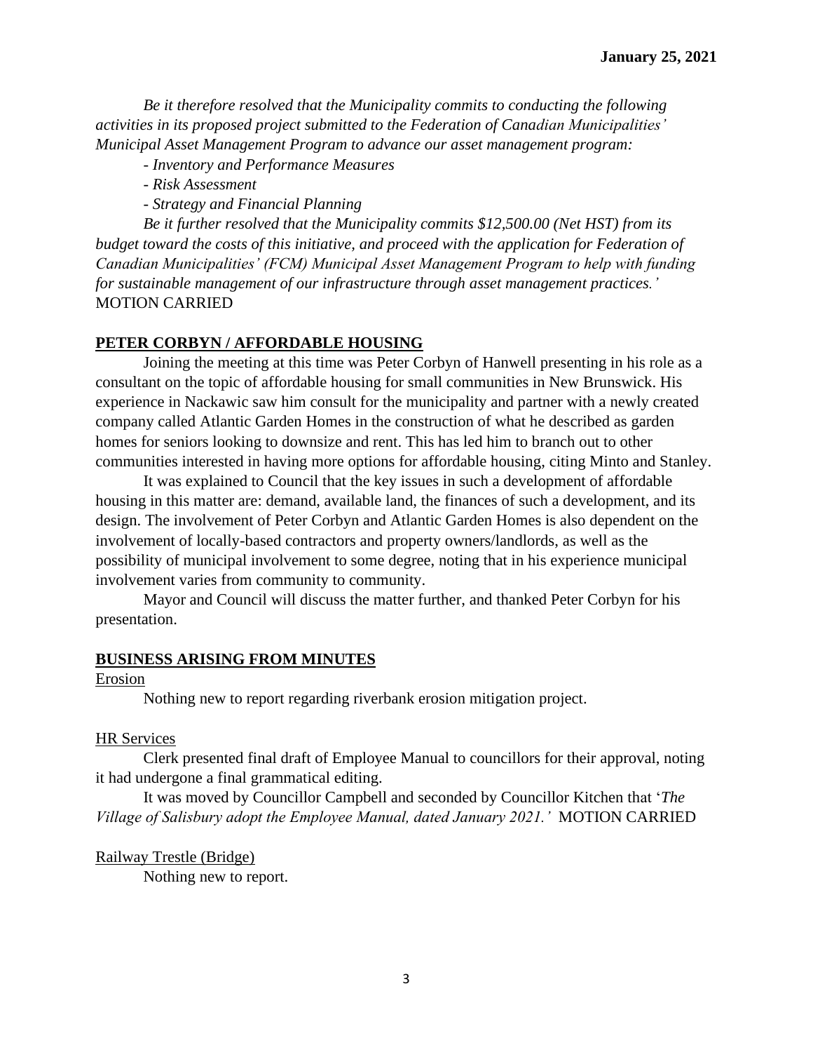*Be it therefore resolved that the Municipality commits to conducting the following activities in its proposed project submitted to the Federation of Canadian Municipalities' Municipal Asset Management Program to advance our asset management program:*

*- Inventory and Performance Measures*

*- Risk Assessment*

*- Strategy and Financial Planning*

*Be it further resolved that the Municipality commits $12,500.00 (Net HST) from its budget toward the costs of this initiative, and proceed with the application for Federation of Canadian Municipalities' (FCM) Municipal Asset Management Program to help with funding for sustainable management of our infrastructure through asset management practices.'* MOTION CARRIED

**PETER CORBYN / AFFORDABLE HOUSING**

Joining the meeting at this time was Peter Corbyn of Hanwell presenting in his role as a consultant on the topic of affordable housing for small communities in New Brunswick. His experience in Nackawic saw him consult for the municipality and partner with a newly created company called Atlantic Garden Homes in the construction of what he described as garden homes for seniors looking to downsize and rent. This has led him to branch out to other communities interested in having more options for affordable housing, citing Minto and Stanley.

It was explained to Council that the key issues in such a development of affordable housing in this matter are: demand, available land, the finances of such a development, and its design. The involvement of Peter Corbyn and Atlantic Garden Homes is also dependent on the involvement of locally-based contractors and property owners/landlords, as well as the possibility of municipal involvement to some degree, noting that in his experience municipal involvement varies from community to community.

Mayor and Council will discuss the matter further, and thanked Peter Corbyn for his presentation.

**BUSINESS ARISING FROM MINUTES**

Erosion

Nothing new to report regarding riverbank erosion mitigation project.

HR Services

Clerk presented final draft of Employee Manual to councillors for their approval, noting it had undergone a final grammatical editing.

It was moved by Councillor Campbell and seconded by Councillor Kitchen that '*The Village of Salisbury adopt the Employee Manual, dated January 2021.'* MOTION CARRIED

Railway Trestle (Bridge)

Nothing new to report.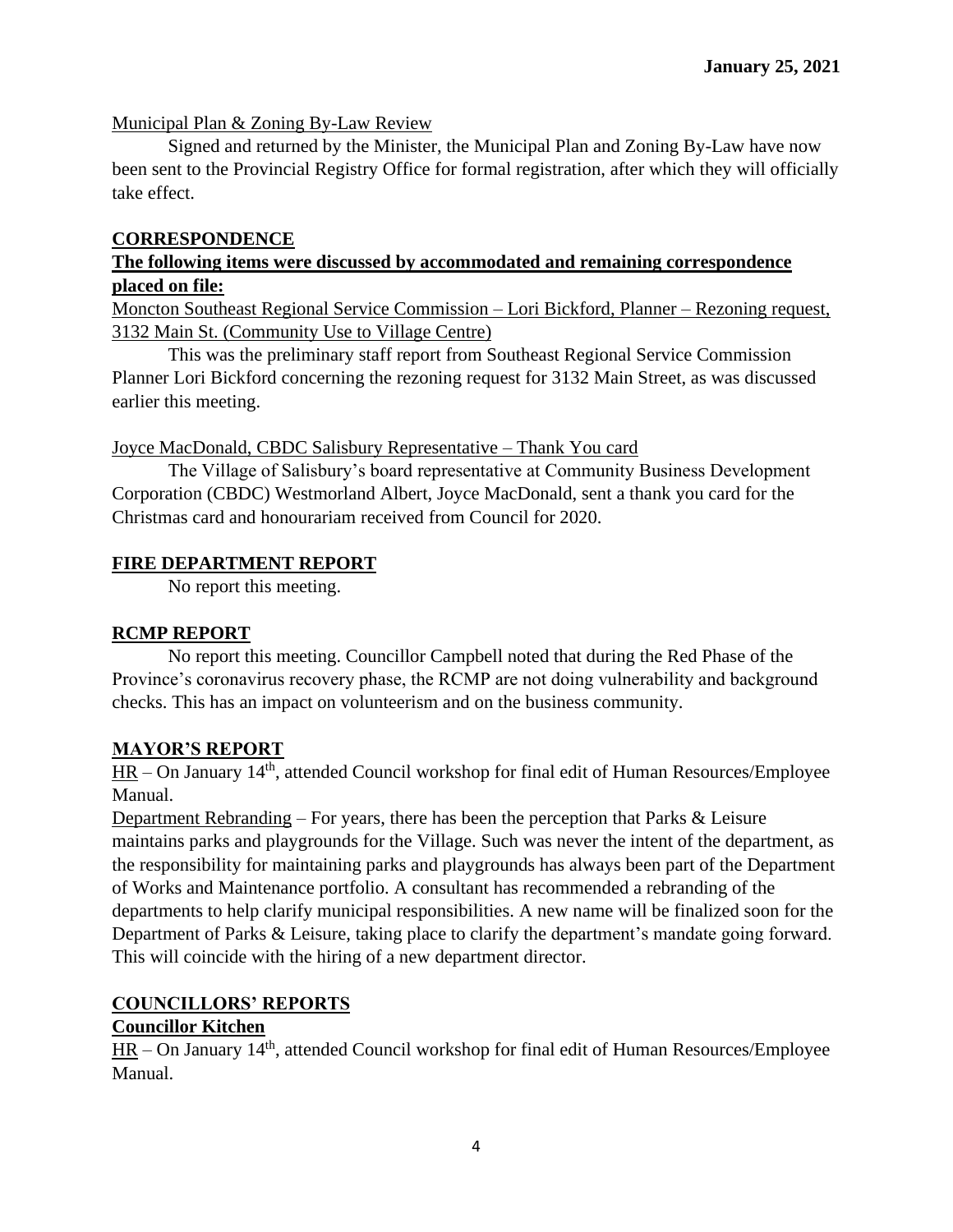**January 25, 2021**

Municipal Plan & Zoning By-Law Review

Signed and returned by the Minister, the Municipal Plan and Zoning By-Law have now been sent to the Provincial Registry Office for formal registration, after which they will officially take effect.

## CORRESPONDENCE

**The following items were discussed by accommodated and remaining correspondence placed on file:**

Moncton Southeast Regional Service Commission – Lori Bickford, Planner – Rezoning request, 3132 Main St. (Community Use to Village Centre)

This was the preliminary staff report from Southeast Regional Service Commission Planner Lori Bickford concerning the rezoning request for 3132 Main Street, as was discussed earlier this meeting.

Joyce MacDonald, CBDC Salisbury Representative – Thank You card

The Village of Salisbury's board representative at Community Business Development Corporation (CBDC) Westmorland Albert, Joyce MacDonald, sent a thank you card for the Christmas card and honourariam received from Council for 2020.

## FIRE DEPARTMENT REPORT

No report this meeting.

## RCMP REPORT

No report this meeting. Councillor Campbell noted that during the Red Phase of the Province's coronavirus recovery phase, the RCMP are not doing vulnerability and background checks. This has an impact on volunteerism and on the business community.

## MAYOR'S REPORT

HR – On January 14th, attended Council workshop for final edit of Human Resources/Employee Manual.

Department Rebranding – For years, there has been the perception that Parks & Leisure maintains parks and playgrounds for the Village. Such was never the intent of the department, as the responsibility for maintaining parks and playgrounds has always been part of the Department of Works and Maintenance portfolio. A consultant has recommended a rebranding of the departments to help clarify municipal responsibilities. A new name will be finalized soon for the Department of Parks & Leisure, taking place to clarify the department's mandate going forward. This will coincide with the hiring of a new department director.

## COUNCILLORS' REPORTS

### Councillor Kitchen

HR – On January 14th, attended Council workshop for final edit of Human Resources/Employee Manual.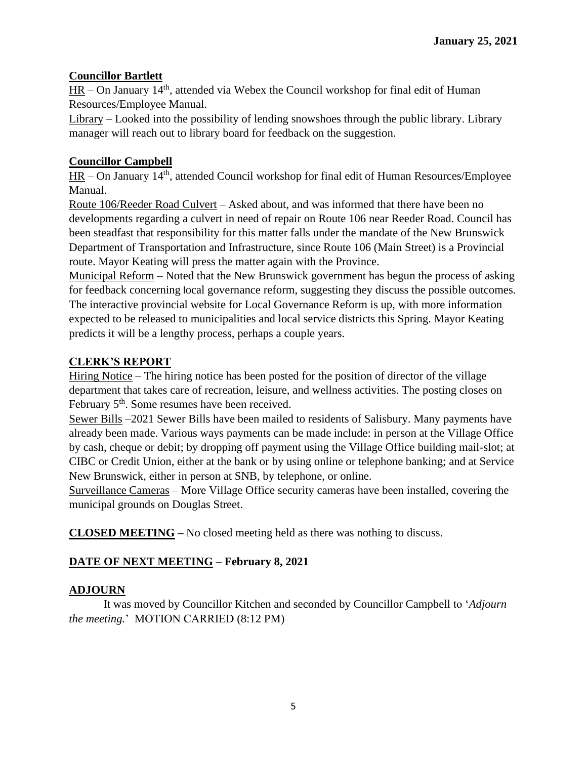**January 25, 2021**

**Councillor Bartlett**

HR – On January 14th, attended via Webex the Council workshop for final edit of Human Resources/Employee Manual.

Library – Looked into the possibility of lending snowshoes through the public library. Library manager will reach out to library board for feedback on the suggestion.

**Councillor Campbell**

HR – On January 14th, attended Council workshop for final edit of Human Resources/Employee Manual.

Route 106/Reeder Road Culvert – Asked about, and was informed that there have been no developments regarding a culvert in need of repair on Route 106 near Reeder Road. Council has been steadfast that responsibility for this matter falls under the mandate of the New Brunswick Department of Transportation and Infrastructure, since Route 106 (Main Street) is a Provincial route. Mayor Keating will press the matter again with the Province.

Municipal Reform – Noted that the New Brunswick government has begun the process of asking for feedback concerning local governance reform, suggesting they discuss the possible outcomes. The interactive provincial website for Local Governance Reform is up, with more information expected to be released to municipalities and local service districts this Spring. Mayor Keating predicts it will be a lengthy process, perhaps a couple years.

## CLERK'S REPORT

Hiring Notice – The hiring notice has been posted for the position of director of the village department that takes care of recreation, leisure, and wellness activities. The posting closes on February 5th. Some resumes have been received.

Sewer Bills –2021 Sewer Bills have been mailed to residents of Salisbury. Many payments have already been made. Various ways payments can be made include: in person at the Village Office by cash, cheque or debit; by dropping off payment using the Village Office building mail-slot; at CIBC or Credit Union, either at the bank or by using online or telephone banking; and at Service New Brunswick, either in person at SNB, by telephone, or online.

Surveillance Cameras – More Village Office security cameras have been installed, covering the municipal grounds on Douglas Street.

**CLOSED MEETING –** No closed meeting held as there was nothing to discuss.

**DATE OF NEXT MEETING** – **February 8, 2021**

## ADJOURN

It was moved by Councillor Kitchen and seconded by Councillor Campbell to '*Adjourn the meeting.*' MOTION CARRIED (8:12 PM)